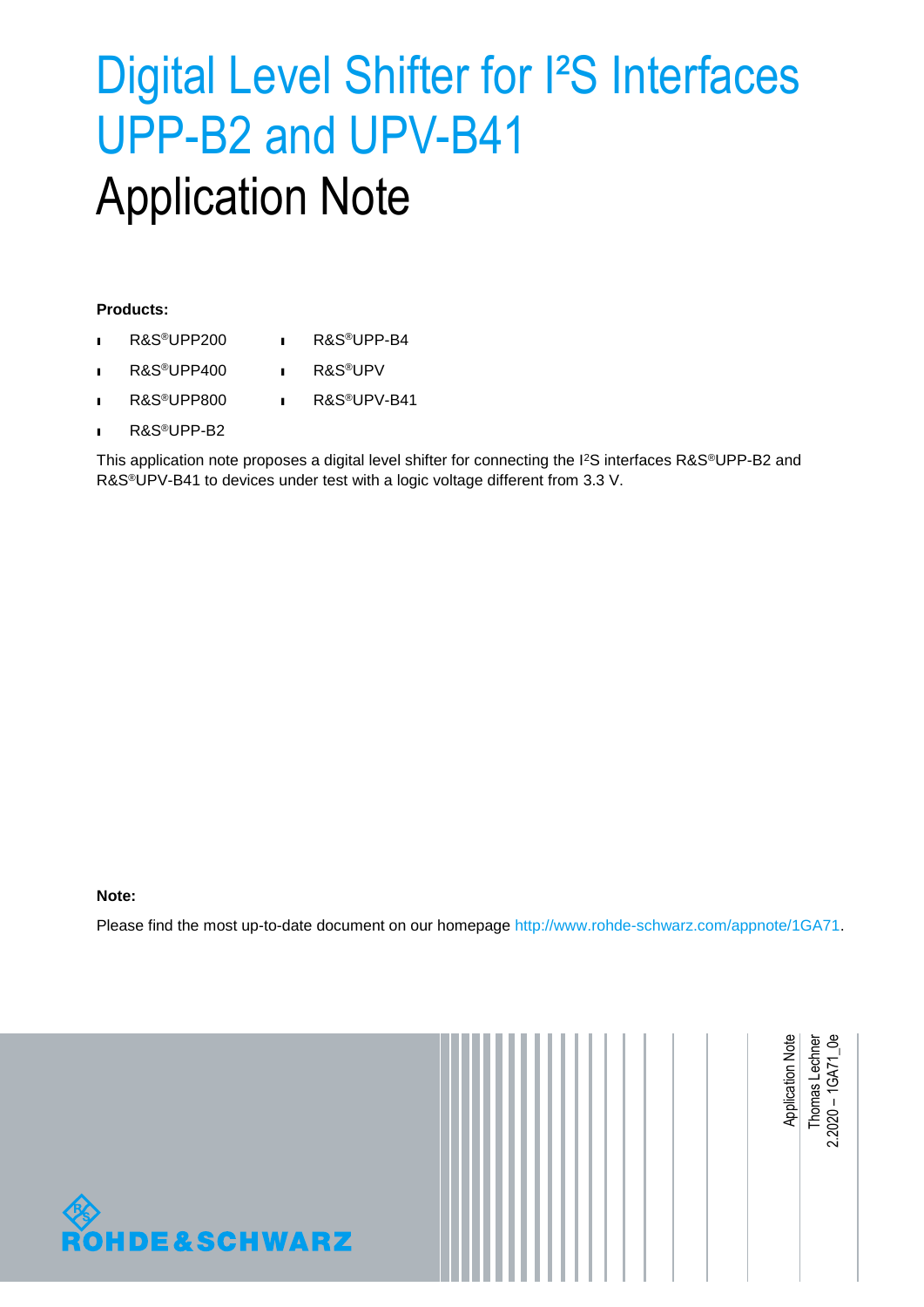# Digital Level Shifter for I²S Interfaces UPP-B2 and UPV-B41

# Application Note

**Products:**

- R&S®UPP200
- R&S®UPP400
- R&S®UPP800
- R&S®UPP-B2
- R&S®UPP-B4
- R&S®UPV
- R&S®UPV-B41

This application note proposes a digital level shifter for connecting the I²S interfaces R&S®UPP-B2 and R&S®UPV-B41 to devices under test with a logic voltage different from 3.3 V.

**Note:**

Please find the most up-to-date document on our homepage http://www.rohde-schwarz.com/appnote/1GA71.

Application Note

Thomas Lechner

2.2020 – 1GA71_0e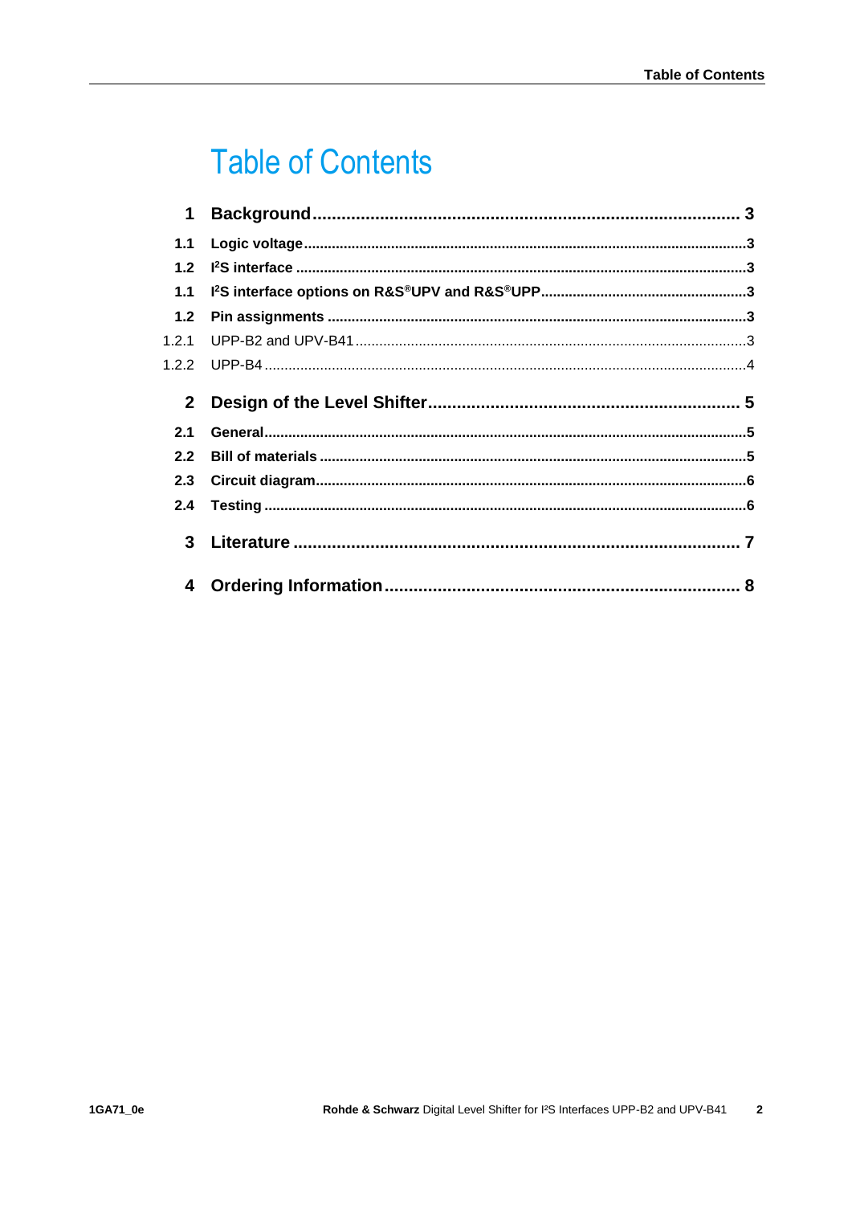# Table of Contents

**1 Background .......................................................................... 3**

**1.1 Logic voltage .......................................................................... 3**

**1.2 I²S interface .......................................................................... 3**

**1.1 I²S interface options on R&S®UPV and R&S®UPP .......................................................................... 3**

**1.2 Pin assignments .......................................................................... 3**

1.2.1 UPP-B2 and UPV-B41 .......................................................................... 3

1.2.2 UPP-B4 .......................................................................... 4

**2 Design of the Level Shifter .......................................................................... 5**

**2.1 General .......................................................................... 5**

**2.2 Bill of materials .......................................................................... 5**

**2.3 Circuit diagram .......................................................................... 6**

**2.4 Testing .......................................................................... 6**

**3 Literature .......................................................................... 7**

**4 Ordering Information .......................................................................... 8**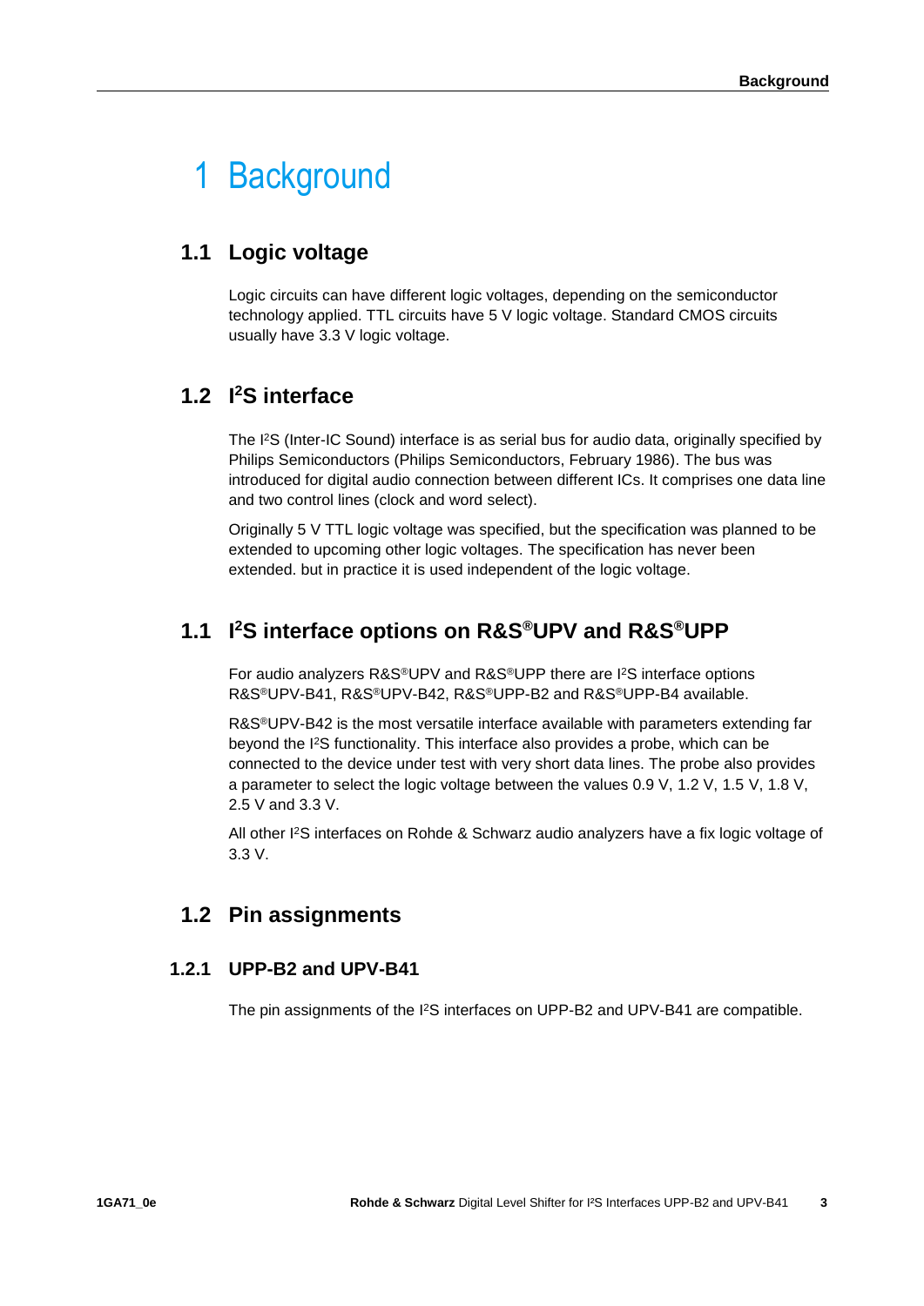# 1 Background

## 1.1 Logic voltage

Logic circuits can have different logic voltages, depending on the semiconductor technology applied. TTL circuits have 5 V logic voltage. Standard CMOS circuits usually have 3.3 V logic voltage.

## 1.2 I²S interface

The I²S (Inter-IC Sound) interface is as serial bus for audio data, originally specified by Philips Semiconductors (Philips Semiconductors, February 1986). The bus was introduced for digital audio connection between different ICs. It comprises one data line and two control lines (clock and word select).

Originally 5 V TTL logic voltage was specified, but the specification was planned to be extended to upcoming other logic voltages. The specification has never been extended. but in practice it is used independent of the logic voltage.

## 1.1 I²S interface options on R&S®UPV and R&S®UPP

For audio analyzers R&S®UPV and R&S®UPP there are I²S interface options R&S®UPV-B41, R&S®UPV-B42, R&S®UPP-B2 and R&S®UPP-B4 available.

R&S®UPV-B42 is the most versatile interface available with parameters extending far beyond the I²S functionality. This interface also provides a probe, which can be connected to the device under test with very short data lines. The probe also provides a parameter to select the logic voltage between the values 0.9 V, 1.2 V, 1.5 V, 1.8 V, 2.5 V and 3.3 V.

All other I²S interfaces on Rohde & Schwarz audio analyzers have a fix logic voltage of 3.3 V.

## 1.2 Pin assignments

### 1.2.1 UPP-B2 and UPV-B41

The pin assignments of the I²S interfaces on UPP-B2 and UPV-B41 are compatible.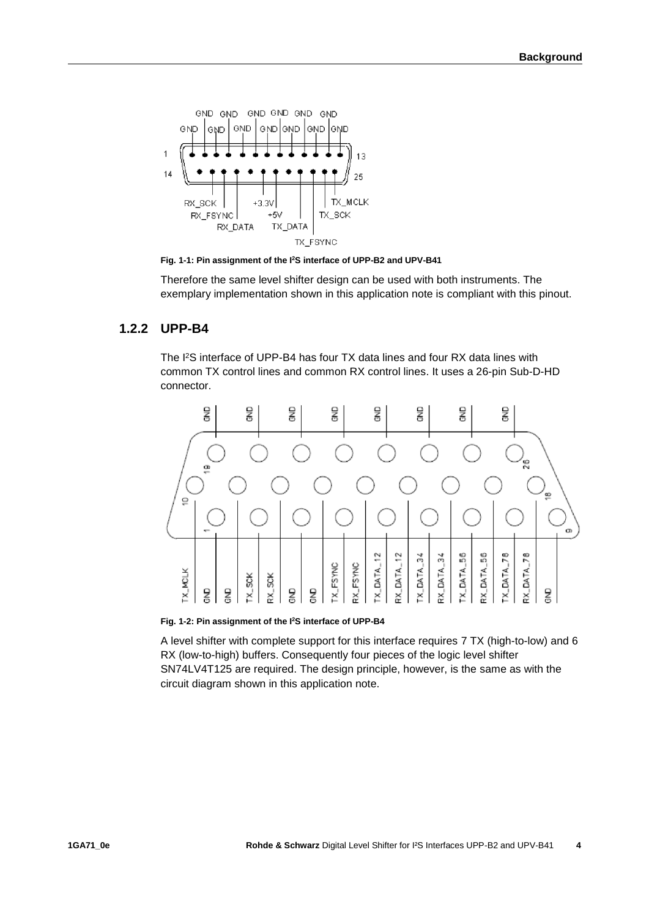Fig. 1-1: Pin assignment of the I²S interface of UPP-B2 and UPV-B41

Therefore the same level shifter design can be used with both instruments. The exemplary implementation shown in this application note is compliant with this pinout.

### 1.2.2 UPP-B4

The I²S interface of UPP-B4 has four TX data lines and four RX data lines with common TX control lines and common RX control lines. It uses a 26-pin Sub-D-HD connector.

Fig. 1-2: Pin assignment of the I²S interface of UPP-B4

A level shifter with complete support for this interface requires 7 TX (high-to-low) and 6 RX (low-to-high) buffers. Consequently four pieces of the logic level shifter SN74LV4T125 are required. The design principle, however, is the same as with the circuit diagram shown in this application note.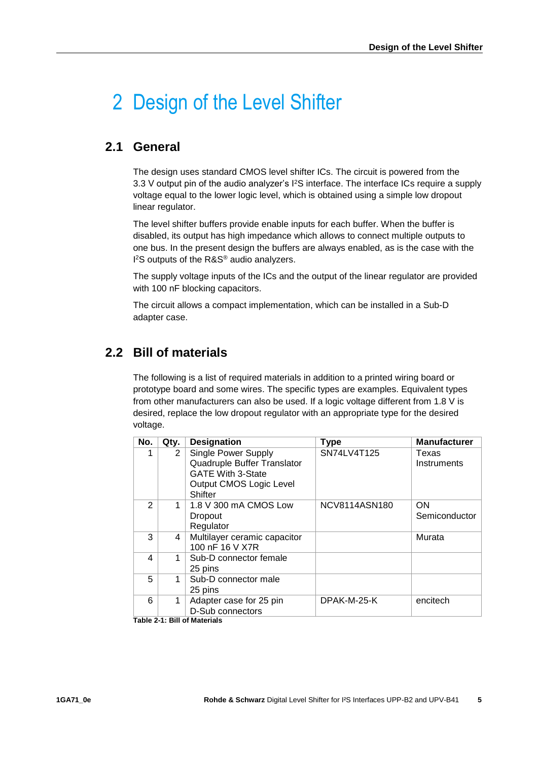# 2 Design of the Level Shifter

## 2.1 General

The design uses standard CMOS level shifter ICs. The circuit is powered from the 3.3 V output pin of the audio analyzer's I²S interface. The interface ICs require a supply voltage equal to the lower logic level, which is obtained using a simple low dropout linear regulator.

The level shifter buffers provide enable inputs for each buffer. When the buffer is disabled, its output has high impedance which allows to connect multiple outputs to one bus. In the present design the buffers are always enabled, as is the case with the I²S outputs of the R&S® audio analyzers.

The supply voltage inputs of the ICs and the output of the linear regulator are provided with 100 nF blocking capacitors.

The circuit allows a compact implementation, which can be installed in a Sub-D adapter case.

## 2.2 Bill of materials

The following is a list of required materials in addition to a printed wiring board or prototype board and some wires. The specific types are examples. Equivalent types from other manufacturers can also be used. If a logic voltage different from 1.8 V is desired, replace the low dropout regulator with an appropriate type for the desired voltage.

| No. | Qty. | Designation | Type | Manufacturer |
|---|---|---|---|---|
| 1 | 2 | Single Power Supply Quadruple Buffer Translator GATE With 3-State Output CMOS Logic Level Shifter | SN74LV4T125 | Texas Instruments |
| 2 | 1 | 1.8 V 300 mA CMOS Low Dropout Regulator | NCV8114ASN180 | ON Semiconductor |
| 3 | 4 | Multilayer ceramic capacitor 100 nF 16 V X7R | | Murata |
| 4 | 1 | Sub-D connector female 25 pins | | |
| 5 | 1 | Sub-D connector male 25 pins | | |
| 6 | 1 | Adapter case for 25 pin D-Sub connectors | DPAK-M-25-K | encitech |

**Table 2-1: Bill of Materials**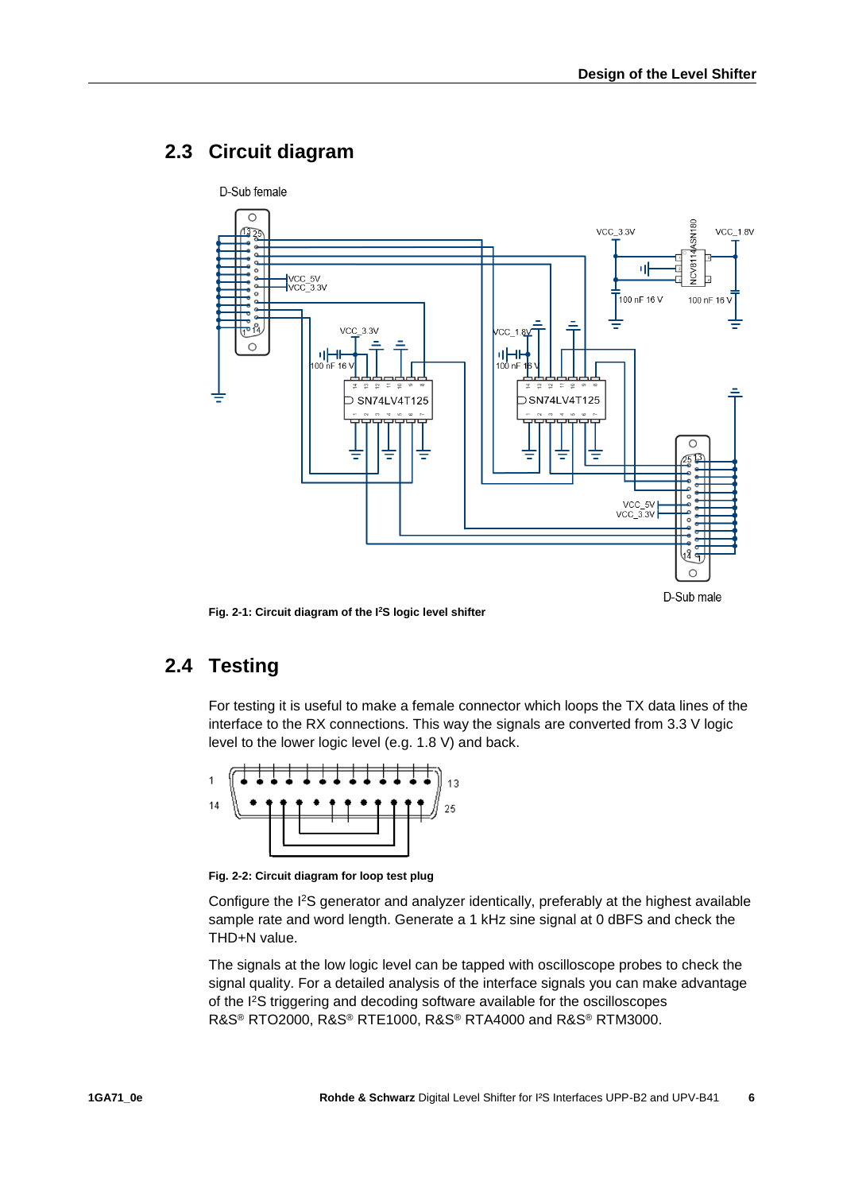## 2.3 Circuit diagram

Fig. 2-1: Circuit diagram of the I²S logic level shifter

## 2.4 Testing

For testing it is useful to make a female connector which loops the TX data lines of the interface to the RX connections. This way the signals are converted from 3.3 V logic level to the lower logic level (e.g. 1.8 V) and back.

Fig. 2-2: Circuit diagram for loop test plug

Configure the I²S generator and analyzer identically, preferably at the highest available sample rate and word length. Generate a 1 kHz sine signal at 0 dBFS and check the THD+N value.

The signals at the low logic level can be tapped with oscilloscope probes to check the signal quality. For a detailed analysis of the interface signals you can make advantage of the I²S triggering and decoding software available for the oscilloscopes R&S® RTO2000, R&S® RTE1000, R&S® RTA4000 and R&S® RTM3000.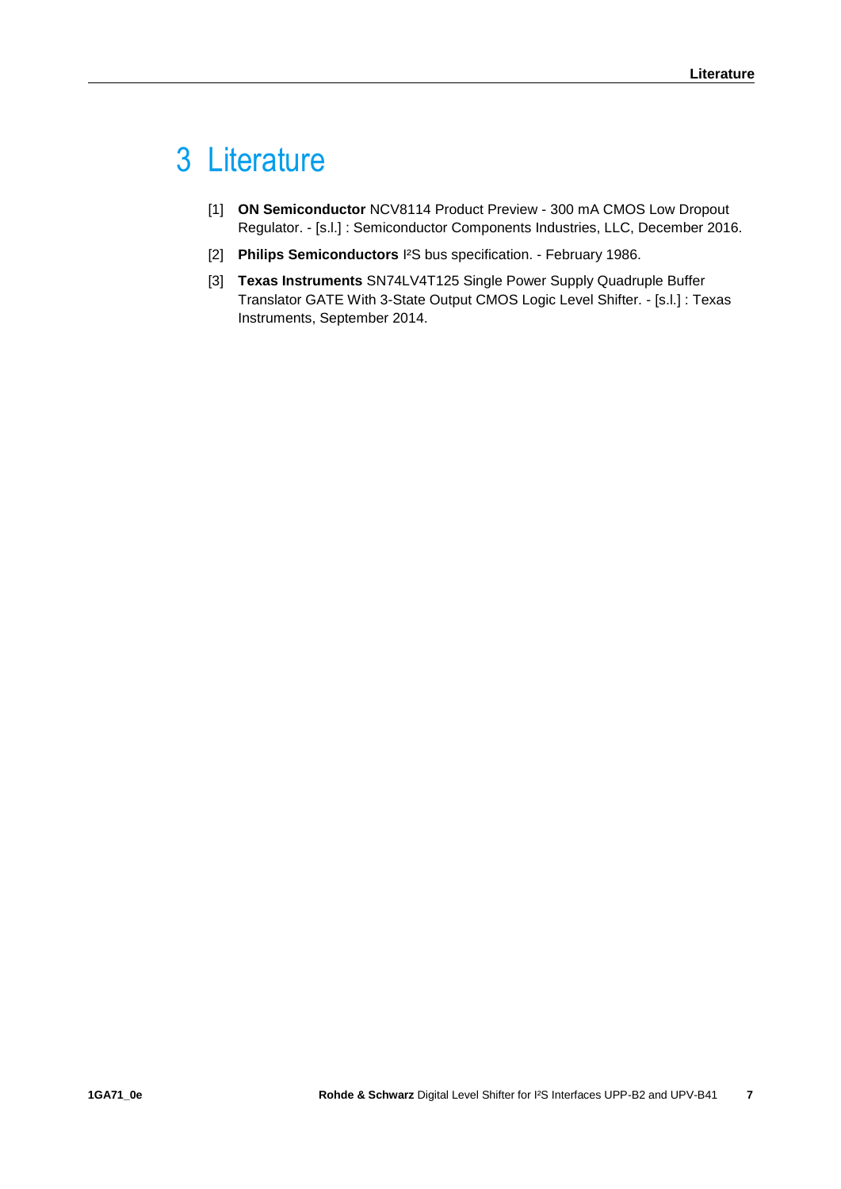# 3 Literature

[1] **ON Semiconductor** NCV8114 Product Preview - 300 mA CMOS Low Dropout Regulator. - [s.l.] : Semiconductor Components Industries, LLC, December 2016.

[2] **Philips Semiconductors** I²S bus specification. - February 1986.

[3] **Texas Instruments** SN74LV4T125 Single Power Supply Quadruple Buffer Translator GATE With 3-State Output CMOS Logic Level Shifter. - [s.l.] : Texas Instruments, September 2014.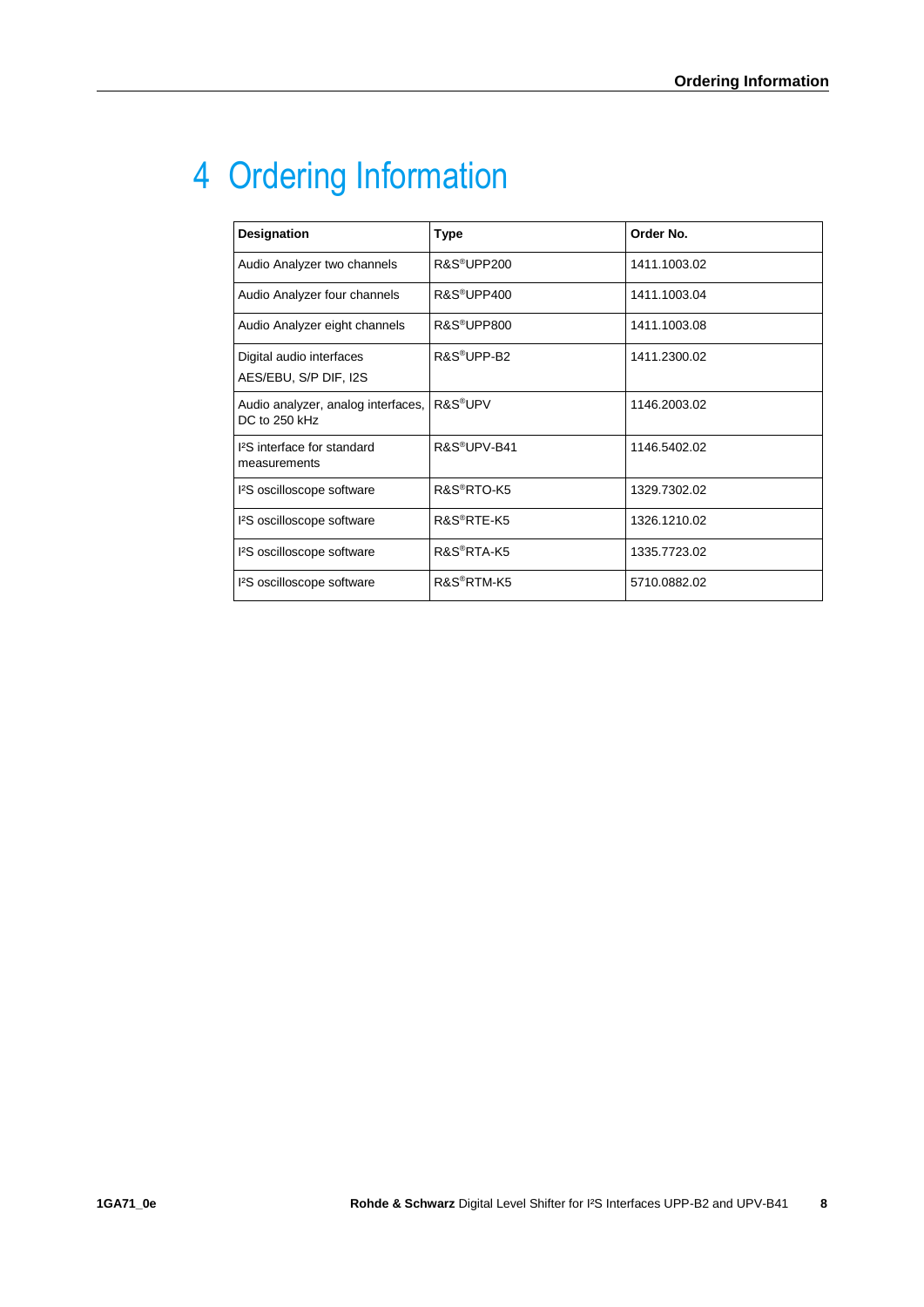# 4 Ordering Information

| Designation | Type | Order No. |
| --- | --- | --- |
| Audio Analyzer two channels | R&S®UPP200 | 1411.1003.02 |
| Audio Analyzer four channels | R&S®UPP400 | 1411.1003.04 |
| Audio Analyzer eight channels | R&S®UPP800 | 1411.1003.08 |
| Digital audio interfaces AES/EBU, S/P DIF, I2S | R&S®UPP-B2 | 1411.2300.02 |
| Audio analyzer, analog interfaces, DC to 250 kHz | R&S®UPV | 1146.2003.02 |
| I²S interface for standard measurements | R&S®UPV-B41 | 1146.5402.02 |
| I²S oscilloscope software | R&S®RTO-K5 | 1329.7302.02 |
| I²S oscilloscope software | R&S®RTE-K5 | 1326.1210.02 |
| I²S oscilloscope software | R&S®RTA-K5 | 1335.7723.02 |
| I²S oscilloscope software | R&S®RTM-K5 | 5710.0882.02 |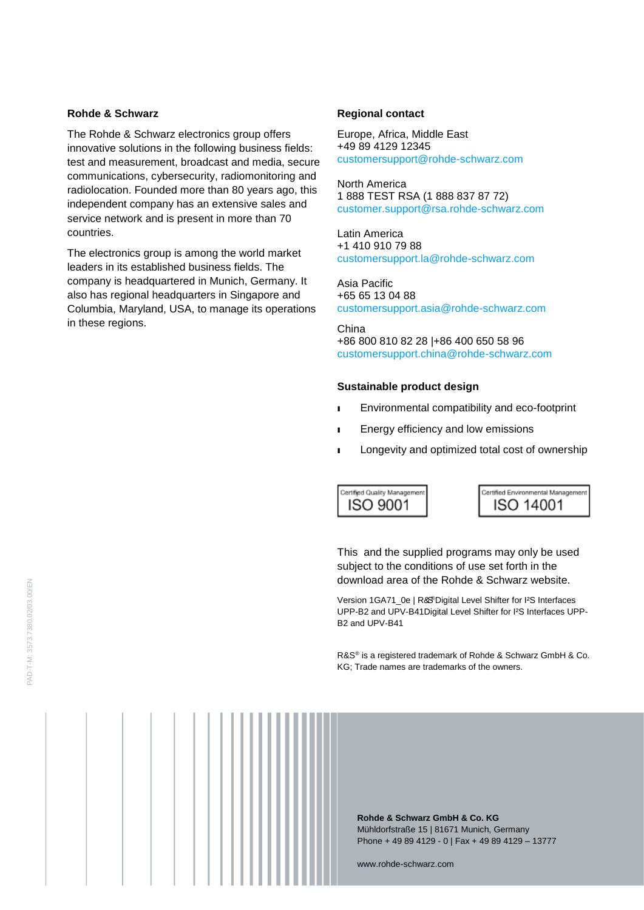## Rohde & Schwarz

The Rohde & Schwarz electronics group offers innovative solutions in the following business fields: test and measurement, broadcast and media, secure communications, cybersecurity, radiomonitoring and radiolocation. Founded more than 80 years ago, this independent company has an extensive sales and service network and is present in more than 70 countries.

The electronics group is among the world market leaders in its established business fields. The company is headquartered in Munich, Germany. It also has regional headquarters in Singapore and Columbia, Maryland, USA, to manage its operations in these regions.

## Regional contact

Europe, Africa, Middle East
+49 89 4129 12345
customersupport@rohde-schwarz.com

North America
1 888 TEST RSA (1 888 837 87 72)
customer.support@rsa.rohde-schwarz.com

Latin America
+1 410 910 79 88
customersupport.la@rohde-schwarz.com

Asia Pacific
+65 65 13 04 88
customersupport.asia@rohde-schwarz.com

China
+86 800 810 82 28 |+86 400 650 58 96
customersupport.china@rohde-schwarz.com

## Sustainable product design

- Environmental compatibility and eco-footprint
- Energy efficiency and low emissions
- Longevity and optimized total cost of ownership

Certified Quality Management ISO 9001

Certified Environmental Management ISO 14001

This and the supplied programs may only be used subject to the conditions of use set forth in the download area of the Rohde & Schwarz website.

Version 1GA71_0e | R&S® Digital Level Shifter for I²S Interfaces UPP-B2 and UPV-B41Digital Level Shifter for I²S Interfaces UPP-B2 and UPV-B41

R&S® is a registered trademark of Rohde & Schwarz GmbH & Co. KG; Trade names are trademarks of the owners.

PAD-T-M: 3573.7380.02/03.00/EN

**Rohde & Schwarz GmbH & Co. KG**
Mühldorfstraße 15 | 81671 Munich, Germany
Phone + 49 89 4129 - 0 | Fax + 49 89 4129 – 13777

www.rohde-schwarz.com